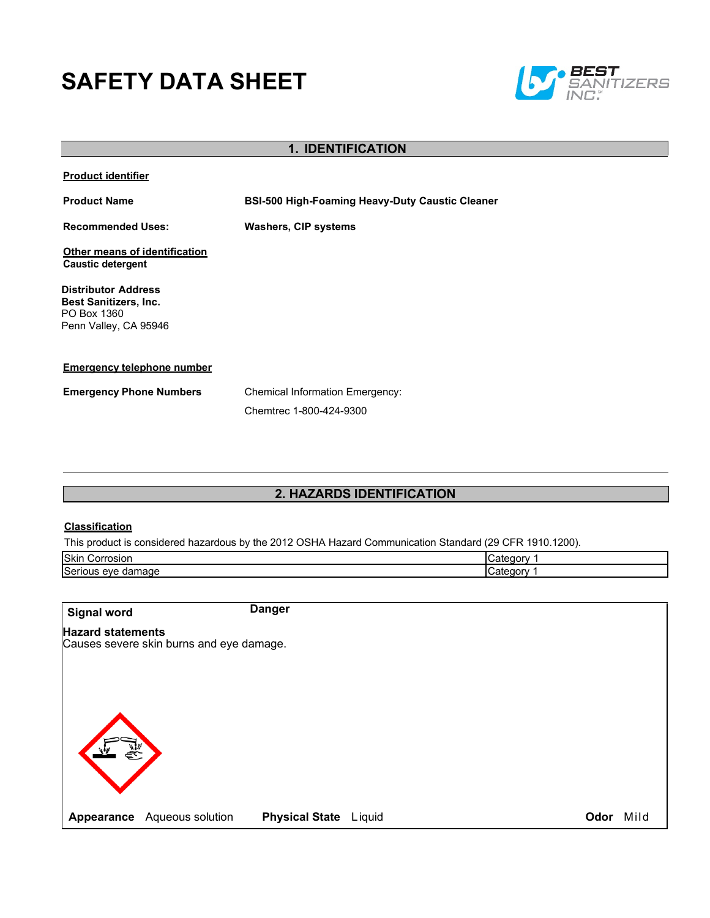# SAFETY DATA SHEET

BEST SANITIZERS INC.

## 1. IDENTIFICATION

**Product identifier**

**Product Name** — **BSI-500 High-Foaming Heavy-Duty Caustic Cleaner**

**Recommended Uses:** — **Washers, CIP systems**

**Other means of identification**
**Caustic detergent**

**Distributor Address**
**Best Sanitizers, Inc.**
PO Box 1360
Penn Valley, CA 95946

**Emergency telephone number**

**Emergency Phone Numbers** — Chemical Information Emergency:

Chemtrec 1-800-424-9300

## 2. HAZARDS IDENTIFICATION

**Classification**

This product is considered hazardous by the 2012 OSHA Hazard Communication Standard (29 CFR 1910.1200).

| Hazard | Category |
|---|---|
| Skin Corrosion | Category 1 |
| Serious eye damage | Category 1 |

**Signal word** — **Danger**

**Hazard statements**
Causes severe skin burns and eye damage.

**Appearance** Aqueous solution **Physical State** Liquid **Odor** Mild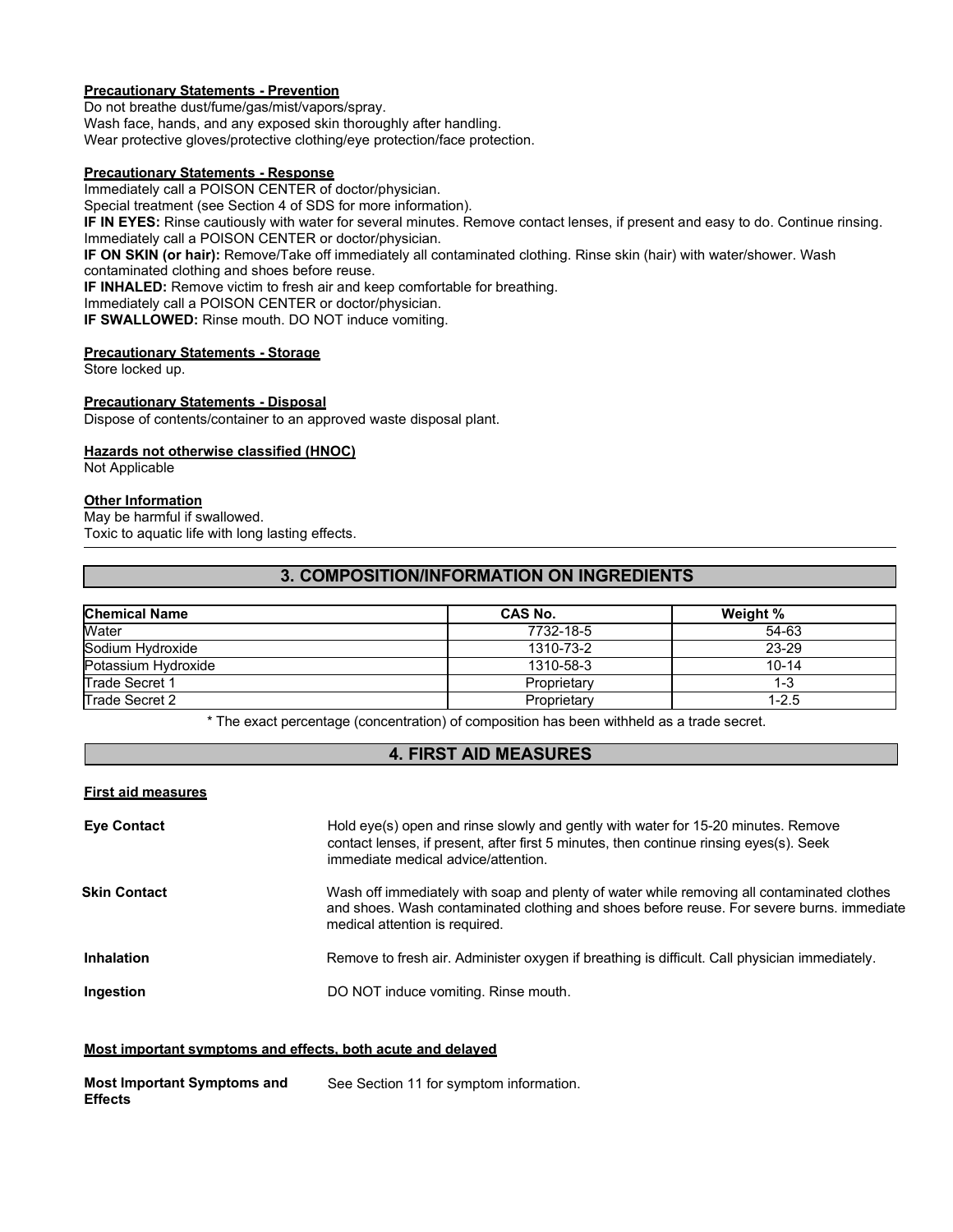**Precautionary Statements - Prevention**

Do not breathe dust/fume/gas/mist/vapors/spray.
Wash face, hands, and any exposed skin thoroughly after handling.
Wear protective gloves/protective clothing/eye protection/face protection.

**Precautionary Statements - Response**

Immediately call a POISON CENTER of doctor/physician.
Special treatment (see Section 4 of SDS for more information).
**IF IN EYES:** Rinse cautiously with water for several minutes. Remove contact lenses, if present and easy to do. Continue rinsing. Immediately call a POISON CENTER or doctor/physician.
**IF ON SKIN (or hair):** Remove/Take off immediately all contaminated clothing. Rinse skin (hair) with water/shower. Wash contaminated clothing and shoes before reuse.
**IF INHALED:** Remove victim to fresh air and keep comfortable for breathing.
Immediately call a POISON CENTER or doctor/physician.
**IF SWALLOWED:** Rinse mouth. DO NOT induce vomiting.

**Precautionary Statements - Storage**

Store locked up.

**Precautionary Statements - Disposal**

Dispose of contents/container to an approved waste disposal plant.

**Hazards not otherwise classified (HNOC)**

Not Applicable

**Other Information**

May be harmful if swallowed.
Toxic to aquatic life with long lasting effects.

## 3. COMPOSITION/INFORMATION ON INGREDIENTS

| Chemical Name | CAS No. | Weight % |
|---|---|---|
| Water | 7732-18-5 | 54-63 |
| Sodium Hydroxide | 1310-73-2 | 23-29 |
| Potassium Hydroxide | 1310-58-3 | 10-14 |
| Trade Secret 1 | Proprietary | 1-3 |
| Trade Secret 2 | Proprietary | 1-2.5 |

* The exact percentage (concentration) of composition has been withheld as a trade secret.

## 4. FIRST AID MEASURES

**First aid measures**

**Eye Contact** Hold eye(s) open and rinse slowly and gently with water for 15-20 minutes. Remove contact lenses, if present, after first 5 minutes, then continue rinsing eyes(s). Seek immediate medical advice/attention.

**Skin Contact** Wash off immediately with soap and plenty of water while removing all contaminated clothes and shoes. Wash contaminated clothing and shoes before reuse. For severe burns. immediate medical attention is required.

**Inhalation** Remove to fresh air. Administer oxygen if breathing is difficult. Call physician immediately.

**Ingestion** DO NOT induce vomiting. Rinse mouth.

**Most important symptoms and effects, both acute and delayed**

**Most Important Symptoms and Effects** See Section 11 for symptom information.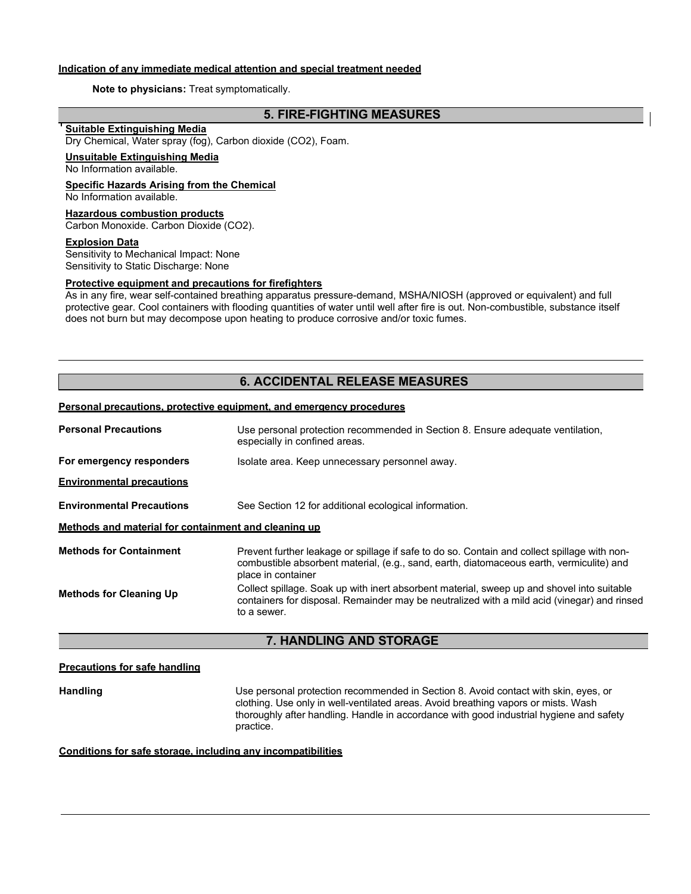**Indication of any immediate medical attention and special treatment needed**

**Note to physicians:** Treat symptomatically.

## 5. FIRE-FIGHTING MEASURES

**Suitable Extinguishing Media**
Dry Chemical, Water spray (fog), Carbon dioxide ($CO_2$), Foam.

**Unsuitable Extinguishing Media**
No Information available.

**Specific Hazards Arising from the Chemical**
No Information available.

**Hazardous combustion products**
Carbon Monoxide. Carbon Dioxide ($CO_2$).

**Explosion Data**
Sensitivity to Mechanical Impact: None
Sensitivity to Static Discharge: None

**Protective equipment and precautions for firefighters**
As in any fire, wear self-contained breathing apparatus pressure-demand, MSHA/NIOSH (approved or equivalent) and full protective gear. Cool containers with flooding quantities of water until well after fire is out. Non-combustible, substance itself does not burn but may decompose upon heating to produce corrosive and/or toxic fumes.

## 6. ACCIDENTAL RELEASE MEASURES

**Personal precautions, protective equipment, and emergency procedures**

**Personal Precautions** — Use personal protection recommended in Section 8. Ensure adequate ventilation, especially in confined areas.

**For emergency responders** — Isolate area. Keep unnecessary personnel away.

**Environmental precautions**

**Environmental Precautions** — See Section 12 for additional ecological information.

**Methods and material for containment and cleaning up**

**Methods for Containment** — Prevent further leakage or spillage if safe to do so. Contain and collect spillage with non-combustible absorbent material, (e.g., sand, earth, diatomaceous earth, vermiculite) and place in container

**Methods for Cleaning Up** — Collect spillage. Soak up with inert absorbent material, sweep up and shovel into suitable containers for disposal. Remainder may be neutralized with a mild acid (vinegar) and rinsed to a sewer.

## 7. HANDLING AND STORAGE

**Precautions for safe handling**

**Handling** — Use personal protection recommended in Section 8. Avoid contact with skin, eyes, or clothing. Use only in well-ventilated areas. Avoid breathing vapors or mists. Wash thoroughly after handling. Handle in accordance with good industrial hygiene and safety practice.

**Conditions for safe storage, including any incompatibilities**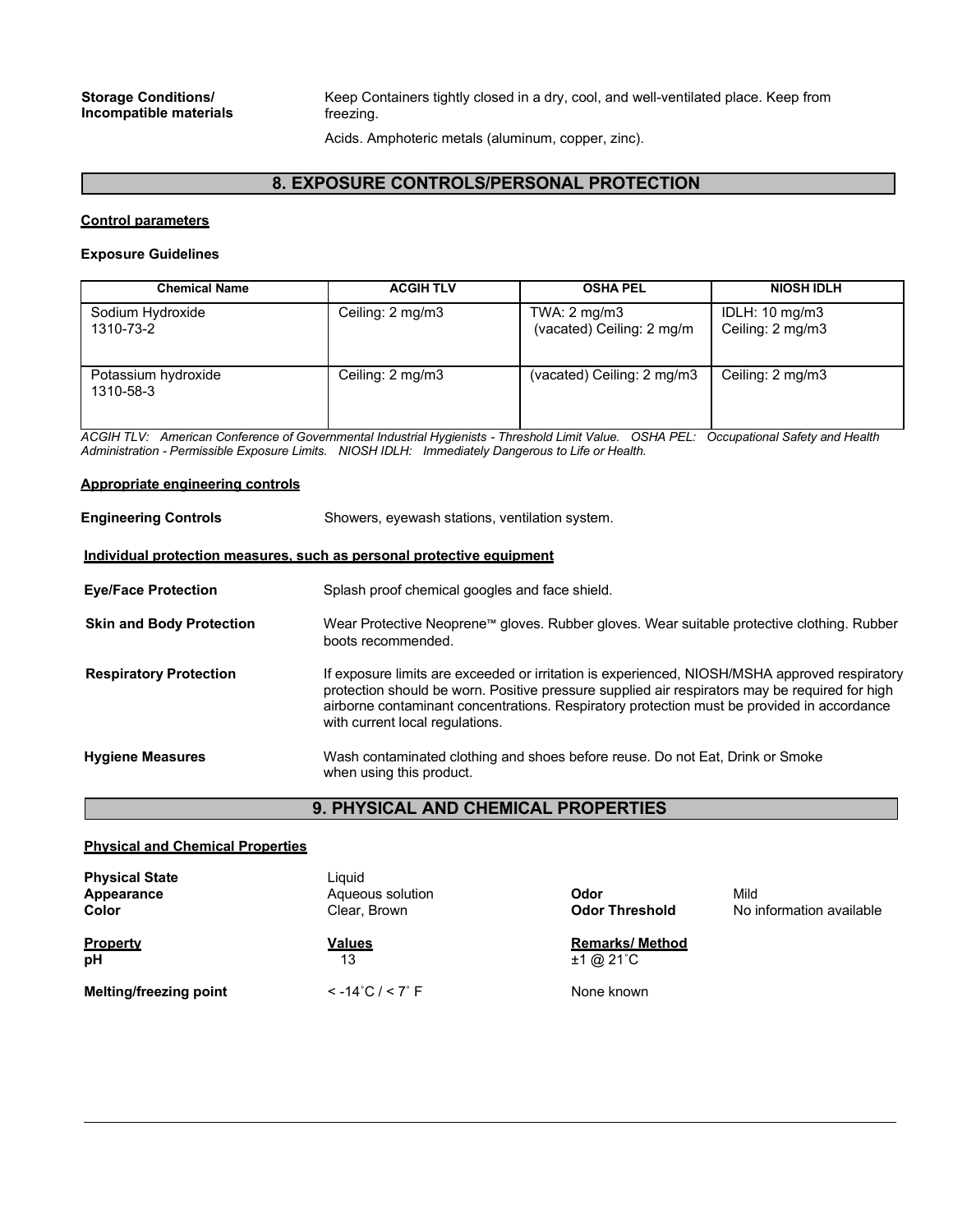**Storage Conditions/ Incompatible materials**

Keep Containers tightly closed in a dry, cool, and well-ventilated place. Keep from freezing.

Acids. Amphoteric metals (aluminum, copper, zinc).

## 8. EXPOSURE CONTROLS/PERSONAL PROTECTION

**Control parameters**

**Exposure Guidelines**

| Chemical Name | ACGIH TLV | OSHA PEL | NIOSH IDLH |
|---|---|---|---|
| Sodium Hydroxide 1310-73-2 | Ceiling: 2 mg/m3 | TWA: 2 mg/m3 (vacated) Ceiling: 2 mg/m | IDLH: 10 mg/m3 Ceiling: 2 mg/m3 |
| Potassium hydroxide 1310-58-3 | Ceiling: 2 mg/m3 | (vacated) Ceiling: 2 mg/m3 | Ceiling: 2 mg/m3 |

*ACGIH TLV: American Conference of Governmental Industrial Hygienists - Threshold Limit Value. OSHA PEL: Occupational Safety and Health Administration - Permissible Exposure Limits. NIOSH IDLH: Immediately Dangerous to Life or Health.*

**Appropriate engineering controls**

**Engineering Controls** Showers, eyewash stations, ventilation system.

**Individual protection measures, such as personal protective equipment**

**Eye/Face Protection** Splash proof chemical googles and face shield.

**Skin and Body Protection** Wear Protective Neoprene™ gloves. Rubber gloves. Wear suitable protective clothing. Rubber boots recommended.

**Respiratory Protection** If exposure limits are exceeded or irritation is experienced, NIOSH/MSHA approved respiratory protection should be worn. Positive pressure supplied air respirators may be required for high airborne contaminant concentrations. Respiratory protection must be provided in accordance with current local regulations.

**Hygiene Measures** Wash contaminated clothing and shoes before reuse. Do not Eat, Drink or Smoke when using this product.

## 9. PHYSICAL AND CHEMICAL PROPERTIES

**Physical and Chemical Properties**

**Physical State** Liquid
**Appearance** Aqueous solution
**Color** Clear, Brown
**Odor** Mild
**Odor Threshold** No information available

| Property | Values | Remarks/ Method |
|---|---|---|
| **pH** | 13 | ±1 @ 21˚C |
| **Melting/freezing point** | < -14˚C / < 7˚ F | None known |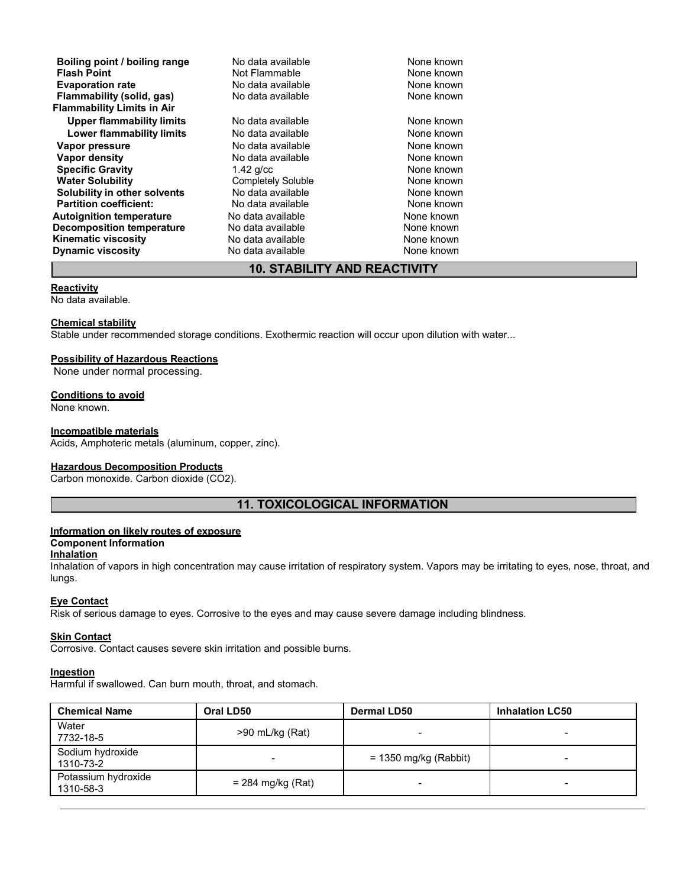| | | |
|---|---|---|
| **Boiling point / boiling range** | No data available | None known |
| **Flash Point** | Not Flammable | None known |
| **Evaporation rate** | No data available | None known |
| **Flammability (solid, gas)** | No data available | None known |
| **Flammability Limits in Air** | | |
| **Upper flammability limits** | No data available | None known |
| **Lower flammability limits** | No data available | None known |
| **Vapor pressure** | No data available | None known |
| **Vapor density** | No data available | None known |
| **Specific Gravity** | 1.42 g/cc | None known |
| **Water Solubility** | Completely Soluble | None known |
| **Solubility in other solvents** | No data available | None known |
| **Partition coefficient:** | No data available | None known |
| **Autoignition temperature** | No data available | None known |
| **Decomposition temperature** | No data available | None known |
| **Kinematic viscosity** | No data available | None known |
| **Dynamic viscosity** | No data available | None known |

## 10. STABILITY AND REACTIVITY

**Reactivity**
No data available.

**Chemical stability**
Stable under recommended storage conditions. Exothermic reaction will occur upon dilution with water...

**Possibility of Hazardous Reactions**
None under normal processing.

**Conditions to avoid**
None known.

**Incompatible materials**
Acids, Amphoteric metals (aluminum, copper, zinc).

**Hazardous Decomposition Products**
Carbon monoxide. Carbon dioxide ($CO_2$).

## 11. TOXICOLOGICAL INFORMATION

**Information on likely routes of exposure**

**Component Information**

**Inhalation**
Inhalation of vapors in high concentration may cause irritation of respiratory system. Vapors may be irritating to eyes, nose, throat, and lungs.

**Eye Contact**
Risk of serious damage to eyes. Corrosive to the eyes and may cause severe damage including blindness.

**Skin Contact**
Corrosive. Contact causes severe skin irritation and possible burns.

**Ingestion**
Harmful if swallowed. Can burn mouth, throat, and stomach.

| Chemical Name | Oral LD50 | Dermal LD50 | Inhalation LC50 |
|---|---|---|---|
| Water<br>7732-18-5 | >90 mL/kg (Rat) | - | - |
| Sodium hydroxide<br>1310-73-2 | - | = 1350 mg/kg (Rabbit) | - |
| Potassium hydroxide<br>1310-58-3 | = 284 mg/kg (Rat) | - | - |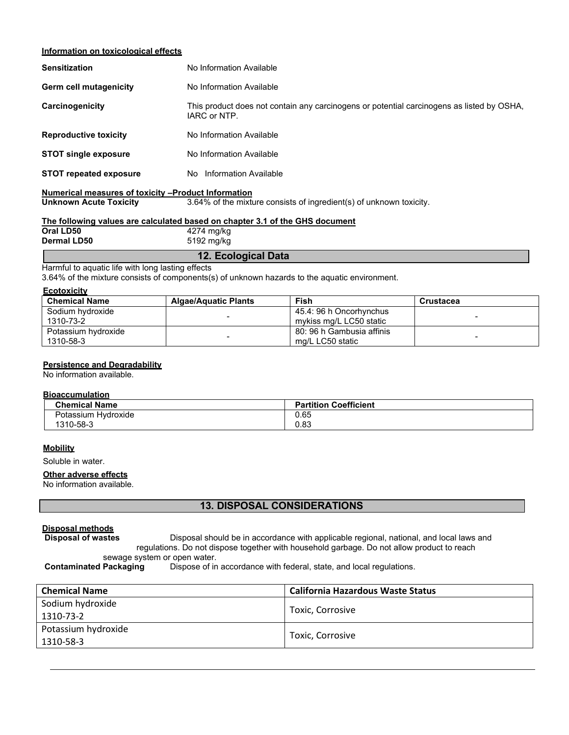**Information on toxicological effects**

**Sensitization** No Information Available

**Germ cell mutagenicity** No Information Available

**Carcinogenicity** This product does not contain any carcinogens or potential carcinogens as listed by OSHA, IARC or NTP.

**Reproductive toxicity** No Information Available

**STOT single exposure** No Information Available

**STOT repeated exposure** No Information Available

**Numerical measures of toxicity –Product Information**

**Unknown Acute Toxicity** 3.64% of the mixture consists of ingredient(s) of unknown toxicity.

**The following values are calculated based on chapter 3.1 of the GHS document**

**Oral LD50** 4274 mg/kg

**Dermal LD50** 5192 mg/kg

## 12. Ecological Data

Harmful to aquatic life with long lasting effects

3.64% of the mixture consists of components(s) of unknown hazards to the aquatic environment.

**Ecotoxicity**

| Chemical Name | Algae/Aquatic Plants | Fish | Crustacea |
|---|---|---|---|
| Sodium hydroxide 1310-73-2 | - | 45.4: 96 h Oncorhynchus mykiss mg/L LC50 static | - |
| Potassium hydroxide 1310-58-3 | - | 80: 96 h Gambusia affinis mg/L LC50 static | - |

**Persistence and Degradability**

No information available.

**Bioaccumulation**

| Chemical Name | Partition Coefficient |
|---|---|
| Potassium Hydroxide 1310-58-3 | 0.65 0.83 |

**Mobility**

Soluble in water.

**Other adverse effects**

No information available.

## 13. DISPOSAL CONSIDERATIONS

**Disposal methods**

**Disposal of wastes** Disposal should be in accordance with applicable regional, national, and local laws and regulations. Do not dispose together with household garbage. Do not allow product to reach sewage system or open water.

**Contaminated Packaging** Dispose of in accordance with federal, state, and local regulations.

| Chemical Name | California Hazardous Waste Status |
|---|---|
| Sodium hydroxide 1310-73-2 | Toxic, Corrosive |
| Potassium hydroxide 1310-58-3 | Toxic, Corrosive |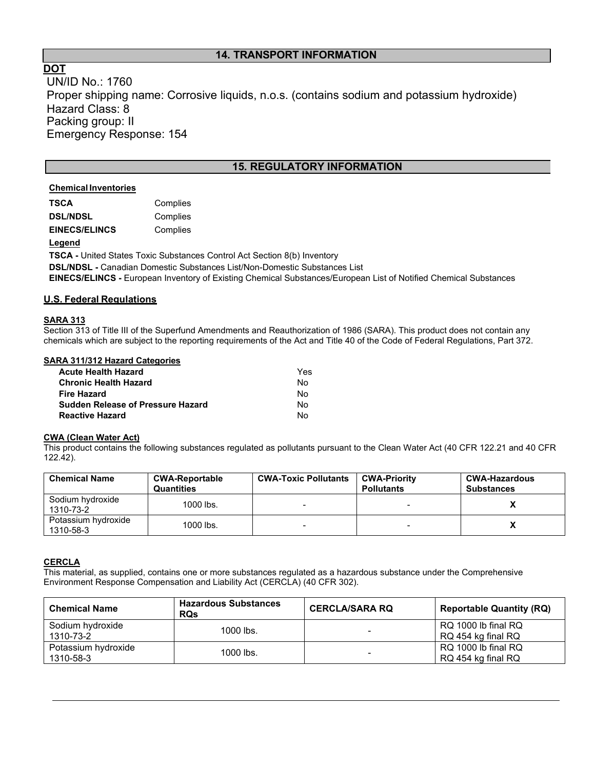## 14. TRANSPORT INFORMATION

**DOT**

UN/ID No.: 1760
Proper shipping name: Corrosive liquids, n.o.s. (contains sodium and potassium hydroxide)
Hazard Class: 8
Packing group: II
Emergency Response: 154

## 15. REGULATORY INFORMATION

**Chemical Inventories**

| | |
|---|---|
| **TSCA** | Complies |
| **DSL/NDSL** | Complies |
| **EINECS/ELINCS** | Complies |

**Legend**

**TSCA -** United States Toxic Substances Control Act Section 8(b) Inventory
**DSL/NDSL -** Canadian Domestic Substances List/Non-Domestic Substances List
**EINECS/ELINCS -** European Inventory of Existing Chemical Substances/European List of Notified Chemical Substances

### U.S. Federal Regulations

**SARA 313**

Section 313 of Title III of the Superfund Amendments and Reauthorization of 1986 (SARA). This product does not contain any chemicals which are subject to the reporting requirements of the Act and Title 40 of the Code of Federal Regulations, Part 372.

**SARA 311/312 Hazard Categories**

| | |
|---|---|
| **Acute Health Hazard** | Yes |
| **Chronic Health Hazard** | No |
| **Fire Hazard** | No |
| **Sudden Release of Pressure Hazard** | No |
| **Reactive Hazard** | No |

**CWA (Clean Water Act)**

This product contains the following substances regulated as pollutants pursuant to the Clean Water Act (40 CFR 122.21 and 40 CFR 122.42).

| Chemical Name | CWA-Reportable Quantities | CWA-Toxic Pollutants | CWA-Priority Pollutants | CWA-Hazardous Substances |
|---|---|---|---|---|
| Sodium hydroxide 1310-73-2 | 1000 lbs. | - | - | X |
| Potassium hydroxide 1310-58-3 | 1000 lbs. | - | - | X |

**CERCLA**

This material, as supplied, contains one or more substances regulated as a hazardous substance under the Comprehensive Environment Response Compensation and Liability Act (CERCLA) (40 CFR 302).

| Chemical Name | Hazardous Substances RQs | CERCLA/SARA RQ | Reportable Quantity (RQ) |
|---|---|---|---|
| Sodium hydroxide 1310-73-2 | 1000 lbs. | - | RQ 1000 lb final RQ RQ 454 kg final RQ |
| Potassium hydroxide 1310-58-3 | 1000 lbs. | - | RQ 1000 lb final RQ RQ 454 kg final RQ |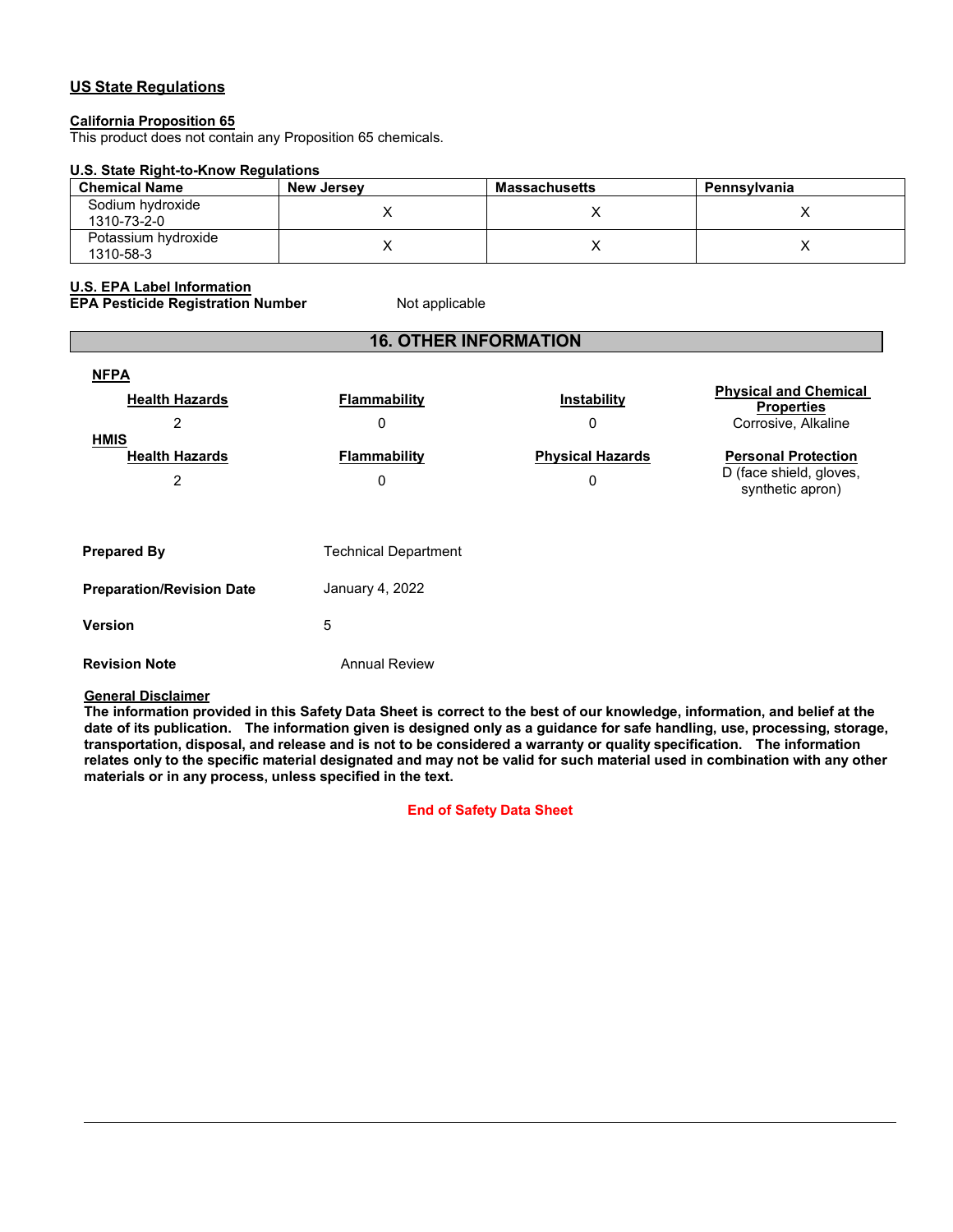## US State Regulations

**California Proposition 65**
This product does not contain any Proposition 65 chemicals.

**U.S. State Right-to-Know Regulations**

| Chemical Name | New Jersey | Massachusetts | Pennsylvania |
|---|---|---|---|
| Sodium hydroxide 1310-73-2-0 | X | X | X |
| Potassium hydroxide 1310-58-3 | X | X | X |

**U.S. EPA Label Information**

**EPA Pesticide Registration Number** Not applicable

## 16. OTHER INFORMATION

**NFPA**

| Health Hazards | Flammability | Instability | Physical and Chemical Properties |
|---|---|---|---|
| 2 | 0 | 0 | Corrosive, Alkaline |

**HMIS**

| Health Hazards | Flammability | Physical Hazards | Personal Protection |
|---|---|---|---|
| 2 | 0 | 0 | D (face shield, gloves, synthetic apron) |

**Prepared By** Technical Department

**Preparation/Revision Date** January 4, 2022

**Version** 5

**Revision Note** Annual Review

**General Disclaimer**

**The information provided in this Safety Data Sheet is correct to the best of our knowledge, information, and belief at the date of its publication. The information given is designed only as a guidance for safe handling, use, processing, storage, transportation, disposal, and release and is not to be considered a warranty or quality specification. The information relates only to the specific material designated and may not be valid for such material used in combination with any other materials or in any process, unless specified in the text.**

**End of Safety Data Sheet**